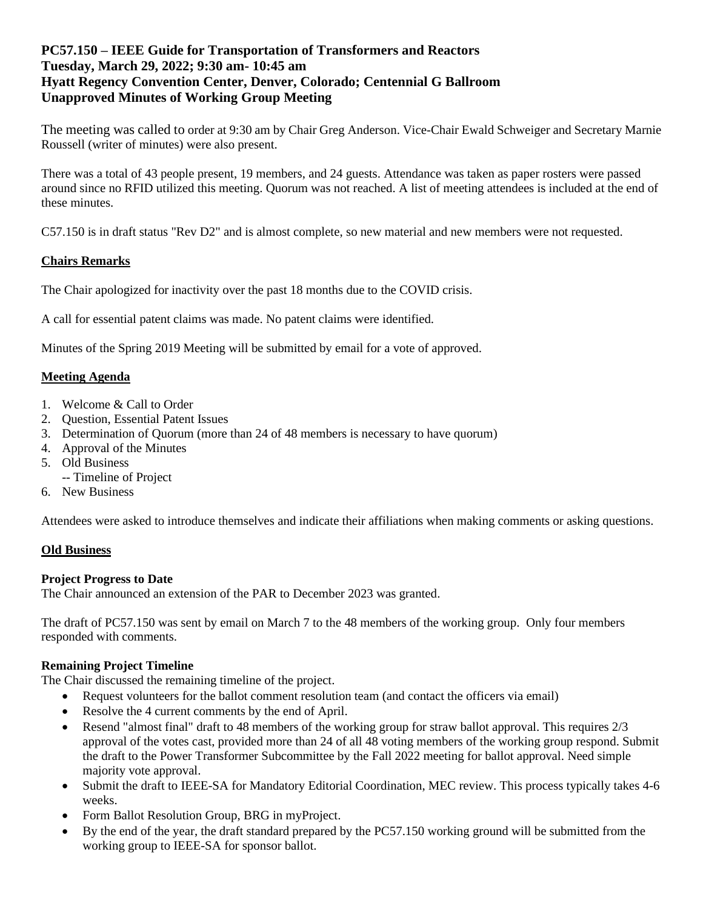**PC57.150 – IEEE Guide for Transportation of Transformers and Reactors**
**Tuesday, March 29, 2022; 9:30 am- 10:45 am**
**Hyatt Regency Convention Center, Denver, Colorado; Centennial G Ballroom**
**Unapproved Minutes of Working Group Meeting**

The meeting was called to order at 9:30 am by Chair Greg Anderson. Vice-Chair Ewald Schweiger and Secretary Marnie Roussell (writer of minutes) were also present.

There was a total of 43 people present, 19 members, and 24 guests. Attendance was taken as paper rosters were passed around since no RFID utilized this meeting. Quorum was not reached. A list of meeting attendees is included at the end of these minutes.

C57.150 is in draft status "Rev D2" and is almost complete, so new material and new members were not requested.

## Chairs Remarks

The Chair apologized for inactivity over the past 18 months due to the COVID crisis.

A call for essential patent claims was made. No patent claims were identified.

Minutes of the Spring 2019 Meeting will be submitted by email for a vote of approved.

## Meeting Agenda

1. Welcome & Call to Order
2. Question, Essential Patent Issues
3. Determination of Quorum (more than 24 of 48 members is necessary to have quorum)
4. Approval of the Minutes
5. Old Business
   -- Timeline of Project
6. New Business

Attendees were asked to introduce themselves and indicate their affiliations when making comments or asking questions.

## Old Business

**Project Progress to Date**
The Chair announced an extension of the PAR to December 2023 was granted.

The draft of PC57.150 was sent by email on March 7 to the 48 members of the working group. Only four members responded with comments.

**Remaining Project Timeline**
The Chair discussed the remaining timeline of the project.

- Request volunteers for the ballot comment resolution team (and contact the officers via email)
- Resolve the 4 current comments by the end of April.
- Resend "almost final" draft to 48 members of the working group for straw ballot approval. This requires 2/3 approval of the votes cast, provided more than 24 of all 48 voting members of the working group respond. Submit the draft to the Power Transformer Subcommittee by the Fall 2022 meeting for ballot approval. Need simple majority vote approval.
- Submit the draft to IEEE-SA for Mandatory Editorial Coordination, MEC review. This process typically takes 4-6 weeks.
- Form Ballot Resolution Group, BRG in myProject.
- By the end of the year, the draft standard prepared by the PC57.150 working ground will be submitted from the working group to IEEE-SA for sponsor ballot.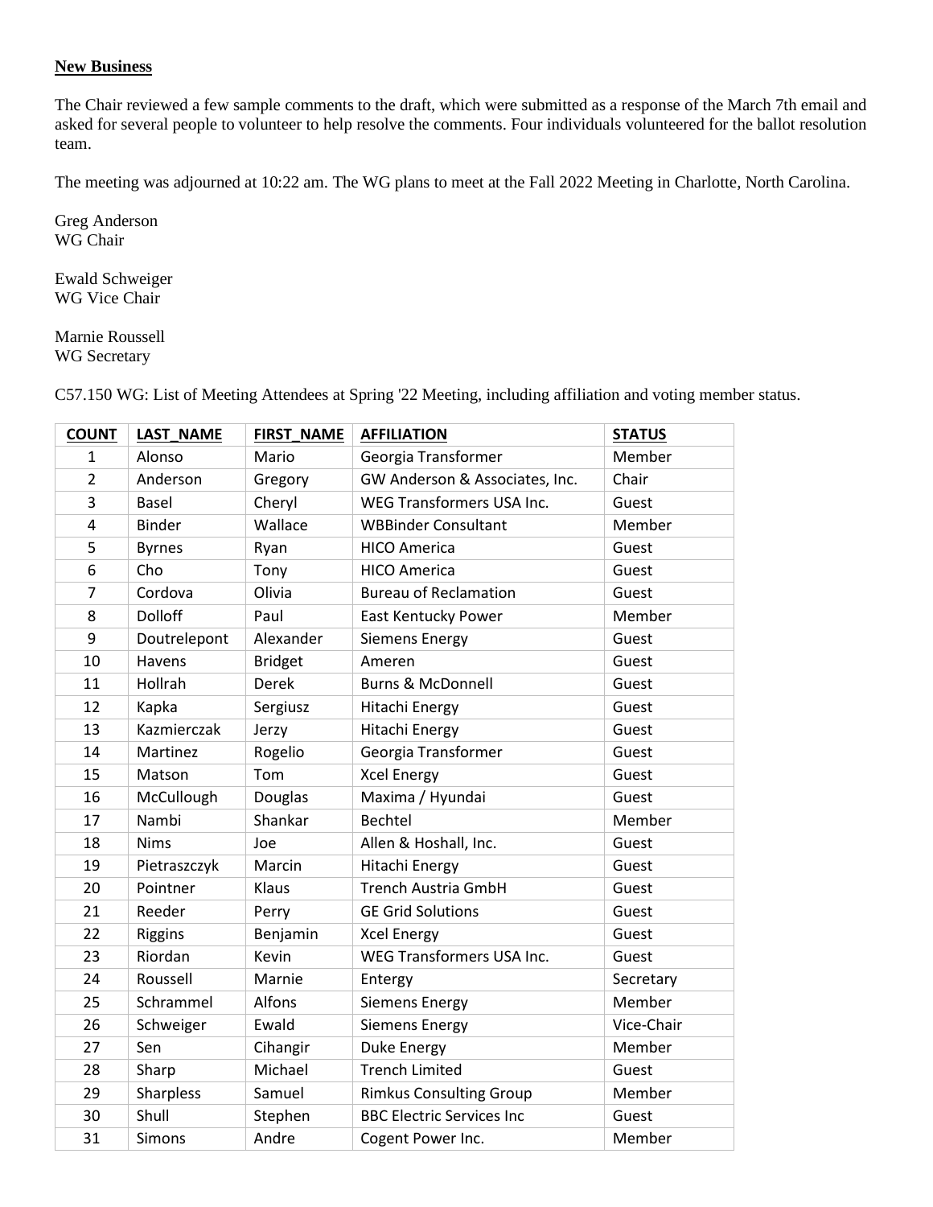## New Business

The Chair reviewed a few sample comments to the draft, which were submitted as a response of the March 7th email and asked for several people to volunteer to help resolve the comments. Four individuals volunteered for the ballot resolution team.

The meeting was adjourned at 10:22 am. The WG plans to meet at the Fall 2022 Meeting in Charlotte, North Carolina.

Greg Anderson
WG Chair

Ewald Schweiger
WG Vice Chair

Marnie Roussell
WG Secretary

C57.150 WG: List of Meeting Attendees at Spring '22 Meeting, including affiliation and voting member status.

| COUNT | LAST_NAME | FIRST_NAME | AFFILIATION | STATUS |
|---|---|---|---|---|
| 1 | Alonso | Mario | Georgia Transformer | Member |
| 2 | Anderson | Gregory | GW Anderson & Associates, Inc. | Chair |
| 3 | Basel | Cheryl | WEG Transformers USA Inc. | Guest |
| 4 | Binder | Wallace | WBBinder Consultant | Member |
| 5 | Byrnes | Ryan | HICO America | Guest |
| 6 | Cho | Tony | HICO America | Guest |
| 7 | Cordova | Olivia | Bureau of Reclamation | Guest |
| 8 | Dolloff | Paul | East Kentucky Power | Member |
| 9 | Doutrelepont | Alexander | Siemens Energy | Guest |
| 10 | Havens | Bridget | Ameren | Guest |
| 11 | Hollrah | Derek | Burns & McDonnell | Guest |
| 12 | Kapka | Sergiusz | Hitachi Energy | Guest |
| 13 | Kazmierczak | Jerzy | Hitachi Energy | Guest |
| 14 | Martinez | Rogelio | Georgia Transformer | Guest |
| 15 | Matson | Tom | Xcel Energy | Guest |
| 16 | McCullough | Douglas | Maxima / Hyundai | Guest |
| 17 | Nambi | Shankar | Bechtel | Member |
| 18 | Nims | Joe | Allen & Hoshall, Inc. | Guest |
| 19 | Pietraszczyk | Marcin | Hitachi Energy | Guest |
| 20 | Pointner | Klaus | Trench Austria GmbH | Guest |
| 21 | Reeder | Perry | GE Grid Solutions | Guest |
| 22 | Riggins | Benjamin | Xcel Energy | Guest |
| 23 | Riordan | Kevin | WEG Transformers USA Inc. | Guest |
| 24 | Roussell | Marnie | Entergy | Secretary |
| 25 | Schrammel | Alfons | Siemens Energy | Member |
| 26 | Schweiger | Ewald | Siemens Energy | Vice-Chair |
| 27 | Sen | Cihangir | Duke Energy | Member |
| 28 | Sharp | Michael | Trench Limited | Guest |
| 29 | Sharpless | Samuel | Rimkus Consulting Group | Member |
| 30 | Shull | Stephen | BBC Electric Services Inc | Guest |
| 31 | Simons | Andre | Cogent Power Inc. | Member |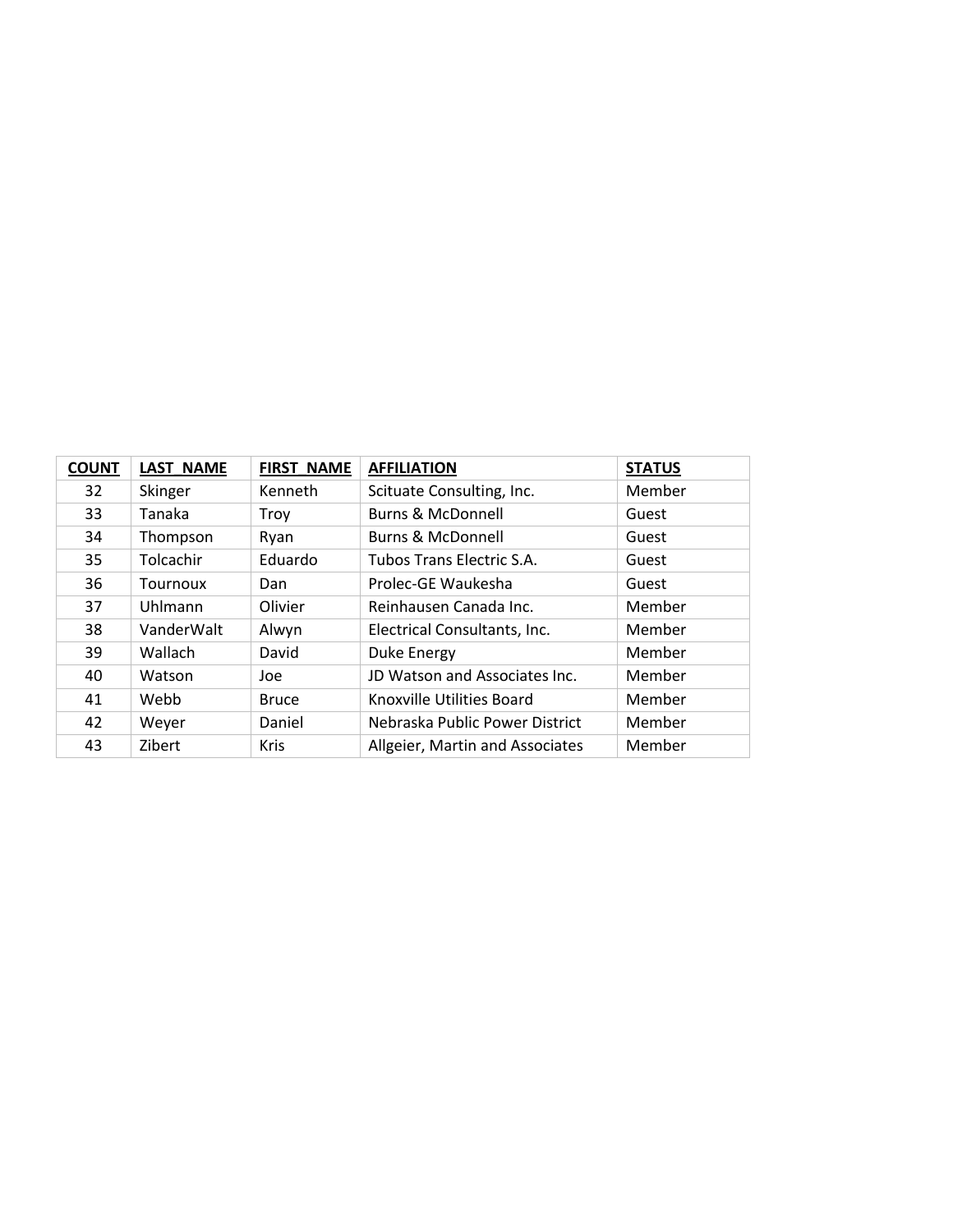| COUNT | LAST_NAME | FIRST_NAME | AFFILIATION | STATUS |
|---|---|---|---|---|
| 32 | Skinger | Kenneth | Scituate Consulting, Inc. | Member |
| 33 | Tanaka | Troy | Burns & McDonnell | Guest |
| 34 | Thompson | Ryan | Burns & McDonnell | Guest |
| 35 | Tolcachir | Eduardo | Tubos Trans Electric S.A. | Guest |
| 36 | Tournoux | Dan | Prolec-GE Waukesha | Guest |
| 37 | Uhlmann | Olivier | Reinhausen Canada Inc. | Member |
| 38 | VanderWalt | Alwyn | Electrical Consultants, Inc. | Member |
| 39 | Wallach | David | Duke Energy | Member |
| 40 | Watson | Joe | JD Watson and Associates Inc. | Member |
| 41 | Webb | Bruce | Knoxville Utilities Board | Member |
| 42 | Weyer | Daniel | Nebraska Public Power District | Member |
| 43 | Zibert | Kris | Allgeier, Martin and Associates | Member |